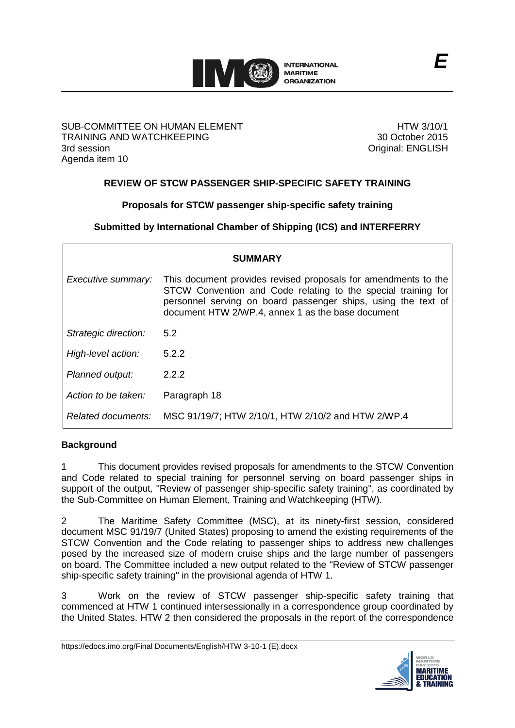SUB-COMMITTEE ON HUMAN ELEMENT TRAINING AND WATCHKEEPING
3rd session
Agenda item 10

HTW 3/10/1
30 October 2015
Original: ENGLISH

E

## REVIEW OF STCW PASSENGER SHIP-SPECIFIC SAFETY TRAINING

### Proposals for STCW passenger ship-specific safety training

### Submitted by International Chamber of Shipping (ICS) and INTERFERRY

| SUMMARY | |
|---|---|
| *Executive summary:* | This document provides revised proposals for amendments to the STCW Convention and Code relating to the special training for personnel serving on board passenger ships, using the text of document HTW 2/WP.4, annex 1 as the base document |
| *Strategic direction:* | 5.2 |
| *High-level action:* | 5.2.2 |
| *Planned output:* | 2.2.2 |
| *Action to be taken:* | Paragraph 18 |
| *Related documents:* | MSC 91/19/7; HTW 2/10/1, HTW 2/10/2 and HTW 2/WP.4 |

**Background**

1 This document provides revised proposals for amendments to the STCW Convention and Code related to special training for personnel serving on board passenger ships in support of the output, "Review of passenger ship-specific safety training", as coordinated by the Sub-Committee on Human Element, Training and Watchkeeping (HTW).

2 The Maritime Safety Committee (MSC), at its ninety-first session, considered document MSC 91/19/7 (United States) proposing to amend the existing requirements of the STCW Convention and the Code relating to passenger ships to address new challenges posed by the increased size of modern cruise ships and the large number of passengers on board. The Committee included a new output related to the "Review of STCW passenger ship-specific safety training" in the provisional agenda of HTW 1.

3 Work on the review of STCW passenger ship-specific safety training that commenced at HTW 1 continued intersessionally in a correspondence group coordinated by the United States. HTW 2 then considered the proposals in the report of the correspondence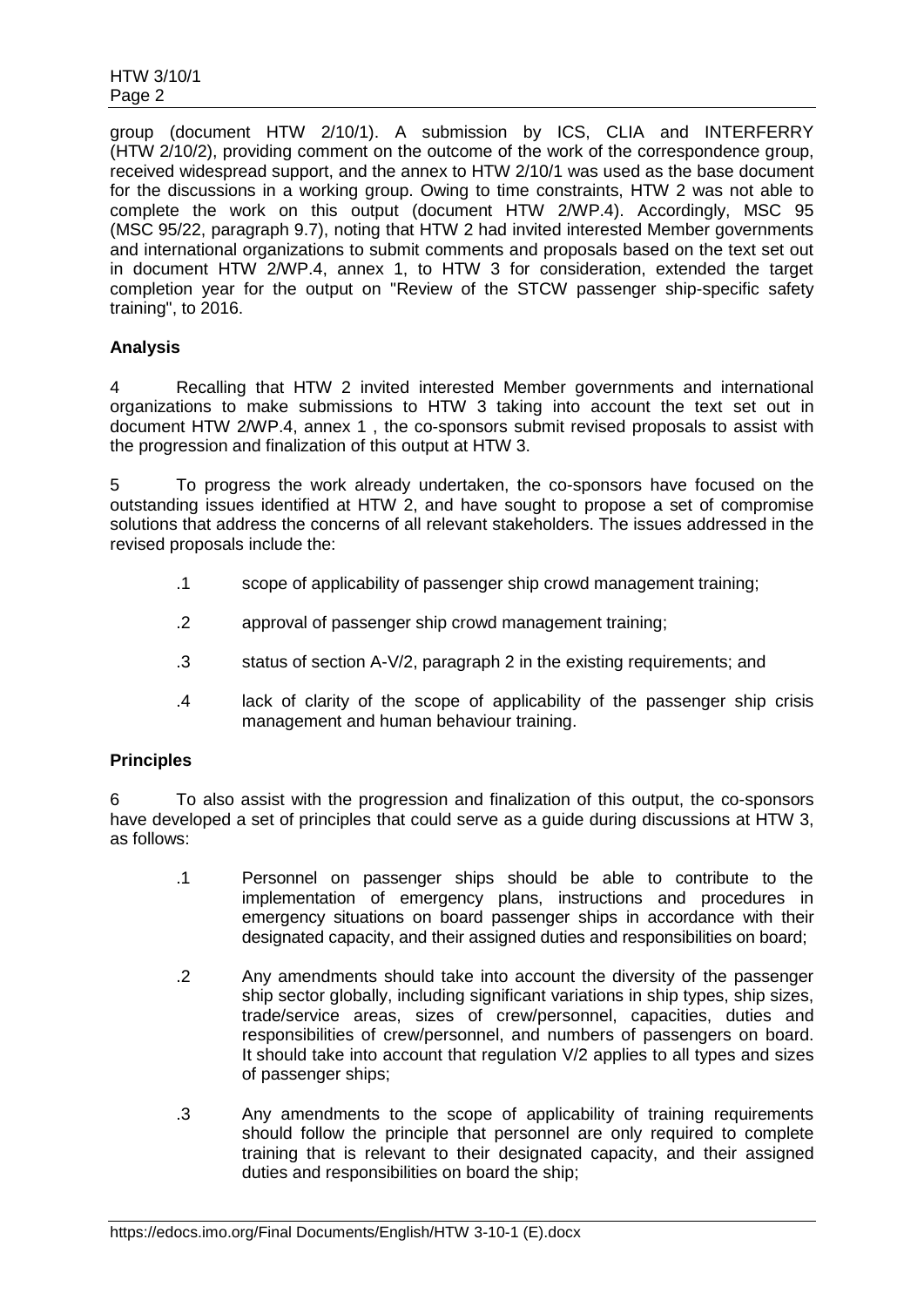group (document HTW 2/10/1). A submission by ICS, CLIA and INTERFERRY (HTW 2/10/2), providing comment on the outcome of the work of the correspondence group, received widespread support, and the annex to HTW 2/10/1 was used as the base document for the discussions in a working group. Owing to time constraints, HTW 2 was not able to complete the work on this output (document HTW 2/WP.4). Accordingly, MSC 95 (MSC 95/22, paragraph 9.7), noting that HTW 2 had invited interested Member governments and international organizations to submit comments and proposals based on the text set out in document HTW 2/WP.4, annex 1, to HTW 3 for consideration, extended the target completion year for the output on "Review of the STCW passenger ship-specific safety training", to 2016.

**Analysis**

4 Recalling that HTW 2 invited interested Member governments and international organizations to make submissions to HTW 3 taking into account the text set out in document HTW 2/WP.4, annex 1 , the co-sponsors submit revised proposals to assist with the progression and finalization of this output at HTW 3.

5 To progress the work already undertaken, the co-sponsors have focused on the outstanding issues identified at HTW 2, and have sought to propose a set of compromise solutions that address the concerns of all relevant stakeholders. The issues addressed in the revised proposals include the:

.1 scope of applicability of passenger ship crowd management training;

.2 approval of passenger ship crowd management training;

.3 status of section A-V/2, paragraph 2 in the existing requirements; and

.4 lack of clarity of the scope of applicability of the passenger ship crisis management and human behaviour training.

**Principles**

6 To also assist with the progression and finalization of this output, the co-sponsors have developed a set of principles that could serve as a guide during discussions at HTW 3, as follows:

.1 Personnel on passenger ships should be able to contribute to the implementation of emergency plans, instructions and procedures in emergency situations on board passenger ships in accordance with their designated capacity, and their assigned duties and responsibilities on board;

.2 Any amendments should take into account the diversity of the passenger ship sector globally, including significant variations in ship types, ship sizes, trade/service areas, sizes of crew/personnel, capacities, duties and responsibilities of crew/personnel, and numbers of passengers on board. It should take into account that regulation V/2 applies to all types and sizes of passenger ships;

.3 Any amendments to the scope of applicability of training requirements should follow the principle that personnel are only required to complete training that is relevant to their designated capacity, and their assigned duties and responsibilities on board the ship;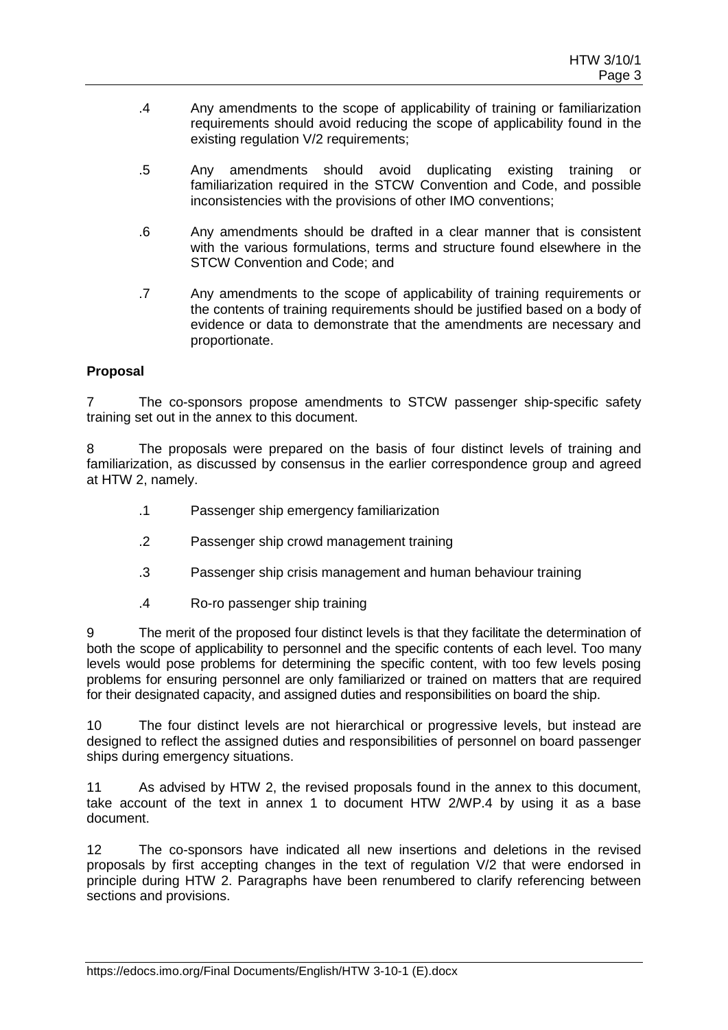.4 Any amendments to the scope of applicability of training or familiarization requirements should avoid reducing the scope of applicability found in the existing regulation V/2 requirements;

.5 Any amendments should avoid duplicating existing training or familiarization required in the STCW Convention and Code, and possible inconsistencies with the provisions of other IMO conventions;

.6 Any amendments should be drafted in a clear manner that is consistent with the various formulations, terms and structure found elsewhere in the STCW Convention and Code; and

.7 Any amendments to the scope of applicability of training requirements or the contents of training requirements should be justified based on a body of evidence or data to demonstrate that the amendments are necessary and proportionate.

**Proposal**

7 The co-sponsors propose amendments to STCW passenger ship-specific safety training set out in the annex to this document.

8 The proposals were prepared on the basis of four distinct levels of training and familiarization, as discussed by consensus in the earlier correspondence group and agreed at HTW 2, namely.

.1 Passenger ship emergency familiarization

.2 Passenger ship crowd management training

.3 Passenger ship crisis management and human behaviour training

.4 Ro-ro passenger ship training

9 The merit of the proposed four distinct levels is that they facilitate the determination of both the scope of applicability to personnel and the specific contents of each level. Too many levels would pose problems for determining the specific content, with too few levels posing problems for ensuring personnel are only familiarized or trained on matters that are required for their designated capacity, and assigned duties and responsibilities on board the ship.

10 The four distinct levels are not hierarchical or progressive levels, but instead are designed to reflect the assigned duties and responsibilities of personnel on board passenger ships during emergency situations.

11 As advised by HTW 2, the revised proposals found in the annex to this document, take account of the text in annex 1 to document HTW 2/WP.4 by using it as a base document.

12 The co-sponsors have indicated all new insertions and deletions in the revised proposals by first accepting changes in the text of regulation V/2 that were endorsed in principle during HTW 2. Paragraphs have been renumbered to clarify referencing between sections and provisions.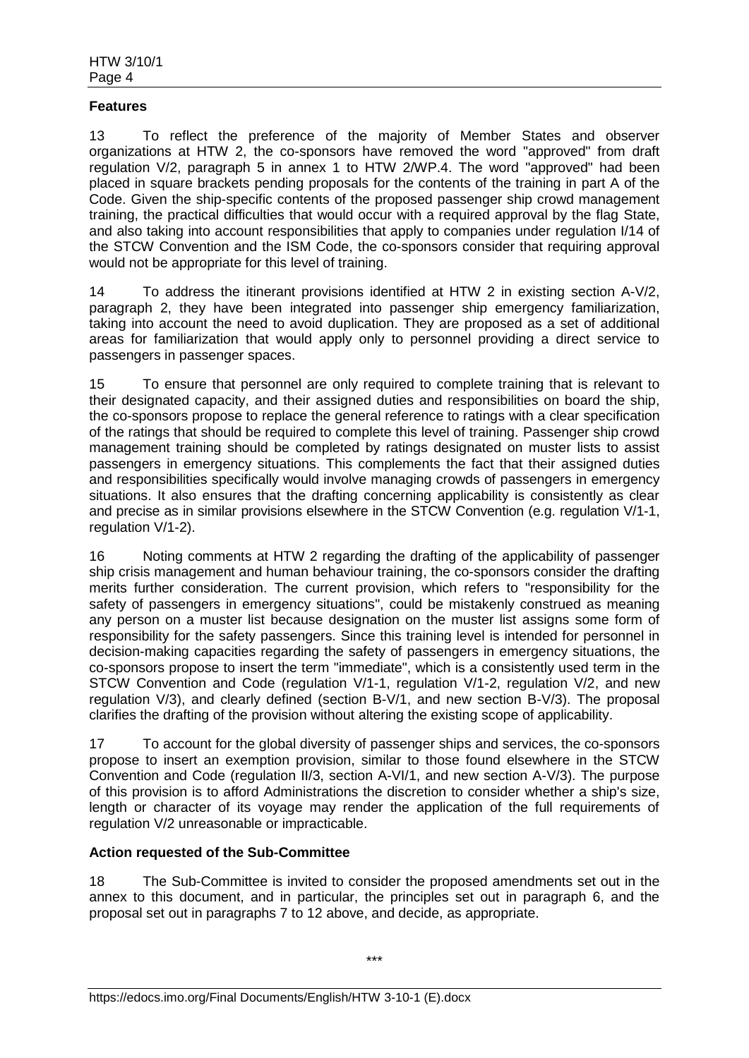**Features**

13 To reflect the preference of the majority of Member States and observer organizations at HTW 2, the co-sponsors have removed the word "approved" from draft regulation V/2, paragraph 5 in annex 1 to HTW 2/WP.4. The word "approved" had been placed in square brackets pending proposals for the contents of the training in part A of the Code. Given the ship-specific contents of the proposed passenger ship crowd management training, the practical difficulties that would occur with a required approval by the flag State, and also taking into account responsibilities that apply to companies under regulation I/14 of the STCW Convention and the ISM Code, the co-sponsors consider that requiring approval would not be appropriate for this level of training.

14 To address the itinerant provisions identified at HTW 2 in existing section A-V/2, paragraph 2, they have been integrated into passenger ship emergency familiarization, taking into account the need to avoid duplication. They are proposed as a set of additional areas for familiarization that would apply only to personnel providing a direct service to passengers in passenger spaces.

15 To ensure that personnel are only required to complete training that is relevant to their designated capacity, and their assigned duties and responsibilities on board the ship, the co-sponsors propose to replace the general reference to ratings with a clear specification of the ratings that should be required to complete this level of training. Passenger ship crowd management training should be completed by ratings designated on muster lists to assist passengers in emergency situations. This complements the fact that their assigned duties and responsibilities specifically would involve managing crowds of passengers in emergency situations. It also ensures that the drafting concerning applicability is consistently as clear and precise as in similar provisions elsewhere in the STCW Convention (e.g. regulation V/1-1, regulation V/1-2).

16 Noting comments at HTW 2 regarding the drafting of the applicability of passenger ship crisis management and human behaviour training, the co-sponsors consider the drafting merits further consideration. The current provision, which refers to "responsibility for the safety of passengers in emergency situations", could be mistakenly construed as meaning any person on a muster list because designation on the muster list assigns some form of responsibility for the safety passengers. Since this training level is intended for personnel in decision-making capacities regarding the safety of passengers in emergency situations, the co-sponsors propose to insert the term "immediate", which is a consistently used term in the STCW Convention and Code (regulation V/1-1, regulation V/1-2, regulation V/2, and new regulation V/3), and clearly defined (section B-V/1, and new section B-V/3). The proposal clarifies the drafting of the provision without altering the existing scope of applicability.

17 To account for the global diversity of passenger ships and services, the co-sponsors propose to insert an exemption provision, similar to those found elsewhere in the STCW Convention and Code (regulation II/3, section A-VI/1, and new section A-V/3). The purpose of this provision is to afford Administrations the discretion to consider whether a ship's size, length or character of its voyage may render the application of the full requirements of regulation V/2 unreasonable or impracticable.

**Action requested of the Sub-Committee**

18 The Sub-Committee is invited to consider the proposed amendments set out in the annex to this document, and in particular, the principles set out in paragraph 6, and the proposal set out in paragraphs 7 to 12 above, and decide, as appropriate.

\*\*\*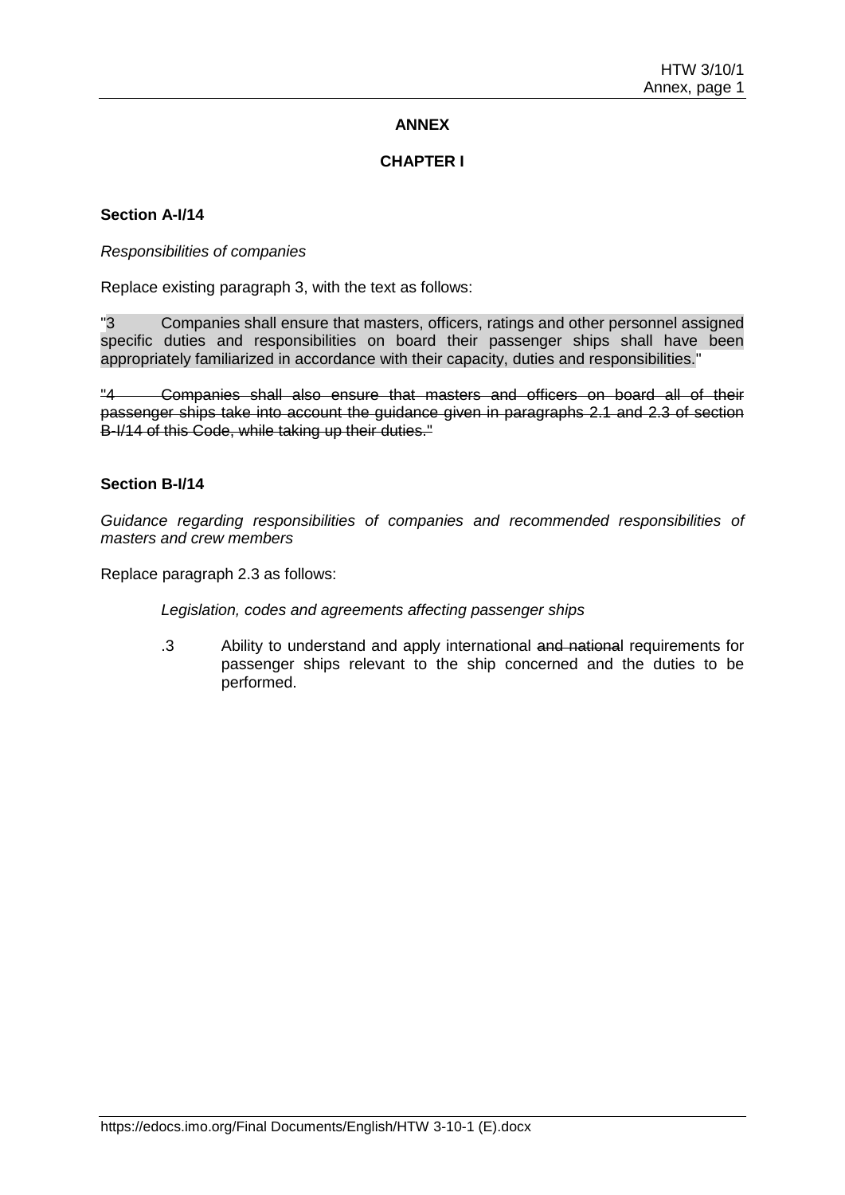# ANNEX

## CHAPTER I

**Section A-I/14**

*Responsibilities of companies*

Replace existing paragraph 3, with the text as follows:

"3 Companies shall ensure that masters, officers, ratings and other personnel assigned specific duties and responsibilities on board their passenger ships shall have been appropriately familiarized in accordance with their capacity, duties and responsibilities."

~~"4 Companies shall also ensure that masters and officers on board all of their passenger ships take into account the guidance given in paragraphs 2.1 and 2.3 of section B-I/14 of this Code, while taking up their duties."~~

**Section B-I/14**

*Guidance regarding responsibilities of companies and recommended responsibilities of masters and crew members*

Replace paragraph 2.3 as follows:

*Legislation, codes and agreements affecting passenger ships*

.3 Ability to understand and apply international ~~and national~~ requirements for passenger ships relevant to the ship concerned and the duties to be performed.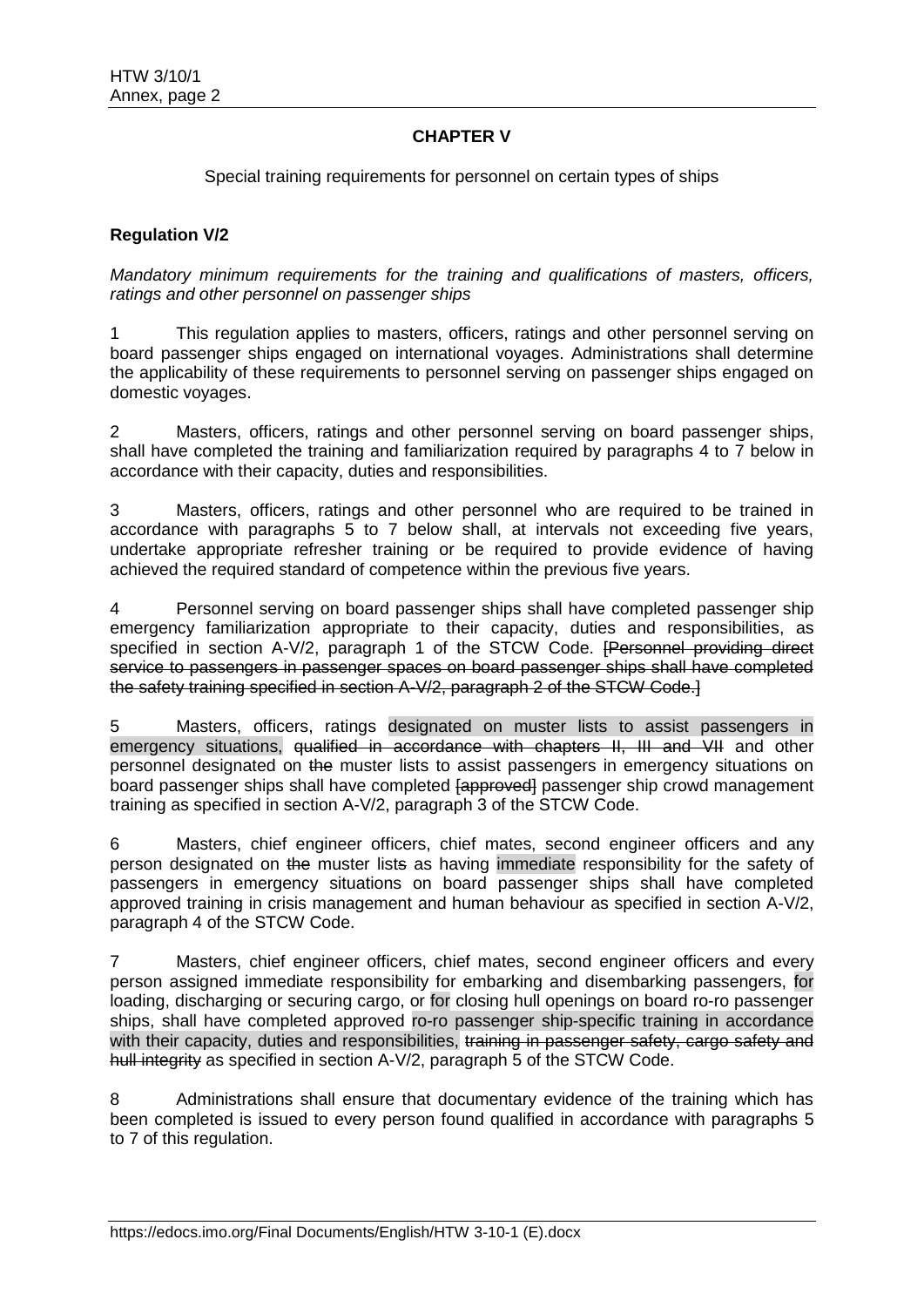## CHAPTER V

Special training requirements for personnel on certain types of ships

### Regulation V/2

*Mandatory minimum requirements for the training and qualifications of masters, officers, ratings and other personnel on passenger ships*

1 This regulation applies to masters, officers, ratings and other personnel serving on board passenger ships engaged on international voyages. Administrations shall determine the applicability of these requirements to personnel serving on passenger ships engaged on domestic voyages.

2 Masters, officers, ratings and other personnel serving on board passenger ships, shall have completed the training and familiarization required by paragraphs 4 to 7 below in accordance with their capacity, duties and responsibilities.

3 Masters, officers, ratings and other personnel who are required to be trained in accordance with paragraphs 5 to 7 below shall, at intervals not exceeding five years, undertake appropriate refresher training or be required to provide evidence of having achieved the required standard of competence within the previous five years.

4 Personnel serving on board passenger ships shall have completed passenger ship emergency familiarization appropriate to their capacity, duties and responsibilities, as specified in section A-V/2, paragraph 1 of the STCW Code. ~~[Personnel providing direct service to passengers in passenger spaces on board passenger ships shall have completed the safety training specified in section A-V/2, paragraph 2 of the STCW Code.]~~

5 Masters, officers, ratings designated on muster lists to assist passengers in emergency situations, ~~qualified in accordance with chapters II, III and VII~~ and other personnel designated on ~~the~~ muster lists to assist passengers in emergency situations on board passenger ships shall have completed ~~[approved]~~ passenger ship crowd management training as specified in section A-V/2, paragraph 3 of the STCW Code.

6 Masters, chief engineer officers, chief mates, second engineer officers and any person designated on ~~the~~ muster list~~s~~ as having immediate responsibility for the safety of passengers in emergency situations on board passenger ships shall have completed approved training in crisis management and human behaviour as specified in section A-V/2, paragraph 4 of the STCW Code.

7 Masters, chief engineer officers, chief mates, second engineer officers and every person assigned immediate responsibility for embarking and disembarking passengers, for loading, discharging or securing cargo, or for closing hull openings on board ro-ro passenger ships, shall have completed approved ro-ro passenger ship-specific training in accordance with their capacity, duties and responsibilities, ~~training in passenger safety, cargo safety and hull integrity~~ as specified in section A-V/2, paragraph 5 of the STCW Code.

8 Administrations shall ensure that documentary evidence of the training which has been completed is issued to every person found qualified in accordance with paragraphs 5 to 7 of this regulation.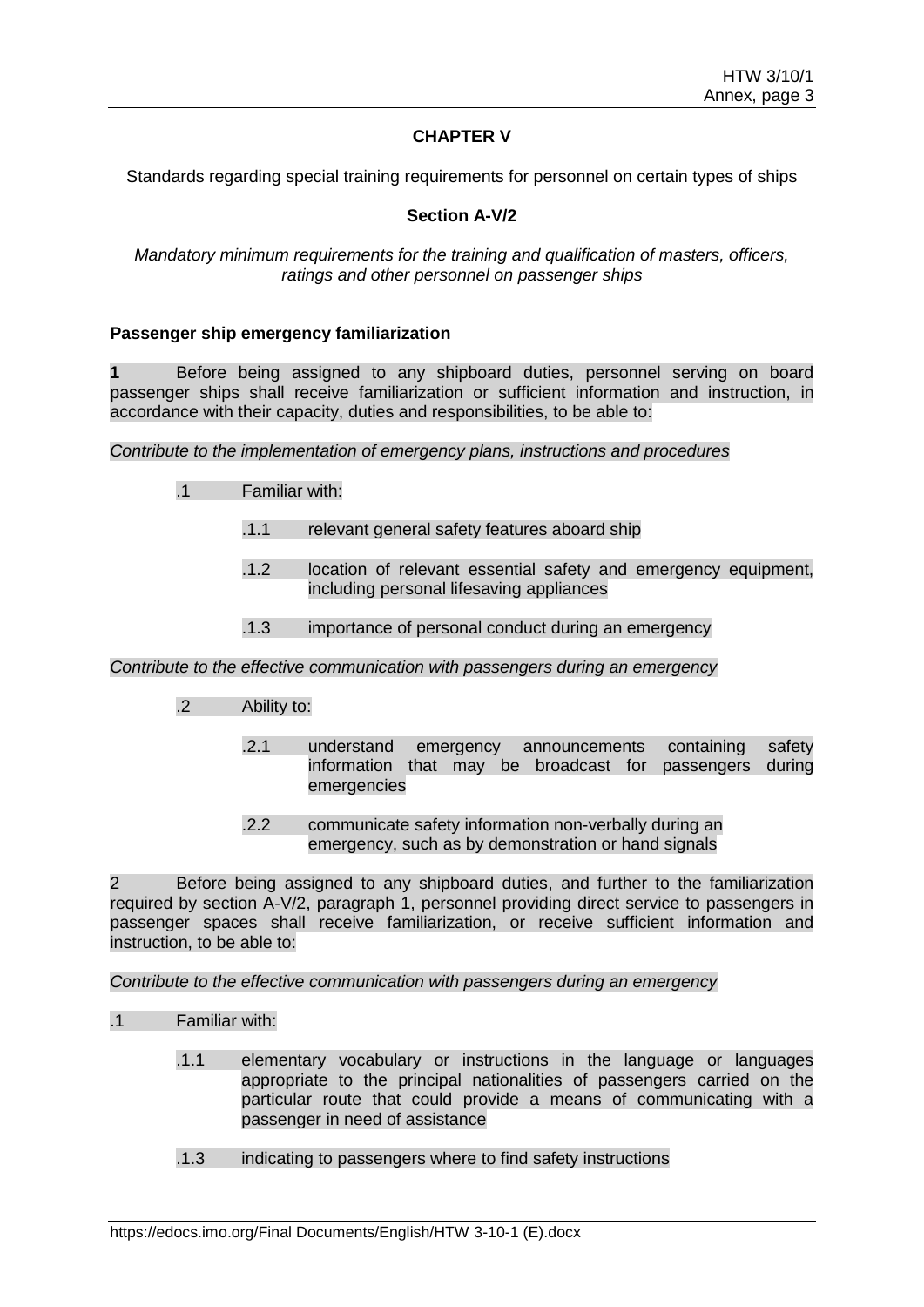**CHAPTER V**

Standards regarding special training requirements for personnel on certain types of ships

**Section A-V/2**

*Mandatory minimum requirements for the training and qualification of masters, officers, ratings and other personnel on passenger ships*

**Passenger ship emergency familiarization**

**1** Before being assigned to any shipboard duties, personnel serving on board passenger ships shall receive familiarization or sufficient information and instruction, in accordance with their capacity, duties and responsibilities, to be able to:

*Contribute to the implementation of emergency plans, instructions and procedures*

.1 Familiar with:

.1.1 relevant general safety features aboard ship

.1.2 location of relevant essential safety and emergency equipment, including personal lifesaving appliances

.1.3 importance of personal conduct during an emergency

*Contribute to the effective communication with passengers during an emergency*

.2 Ability to:

.2.1 understand emergency announcements containing safety information that may be broadcast for passengers during emergencies

.2.2 communicate safety information non-verbally during an emergency, such as by demonstration or hand signals

2 Before being assigned to any shipboard duties, and further to the familiarization required by section A-V/2, paragraph 1, personnel providing direct service to passengers in passenger spaces shall receive familiarization, or receive sufficient information and instruction, to be able to:

*Contribute to the effective communication with passengers during an emergency*

.1 Familiar with:

.1.1 elementary vocabulary or instructions in the language or languages appropriate to the principal nationalities of passengers carried on the particular route that could provide a means of communicating with a passenger in need of assistance

.1.3 indicating to passengers where to find safety instructions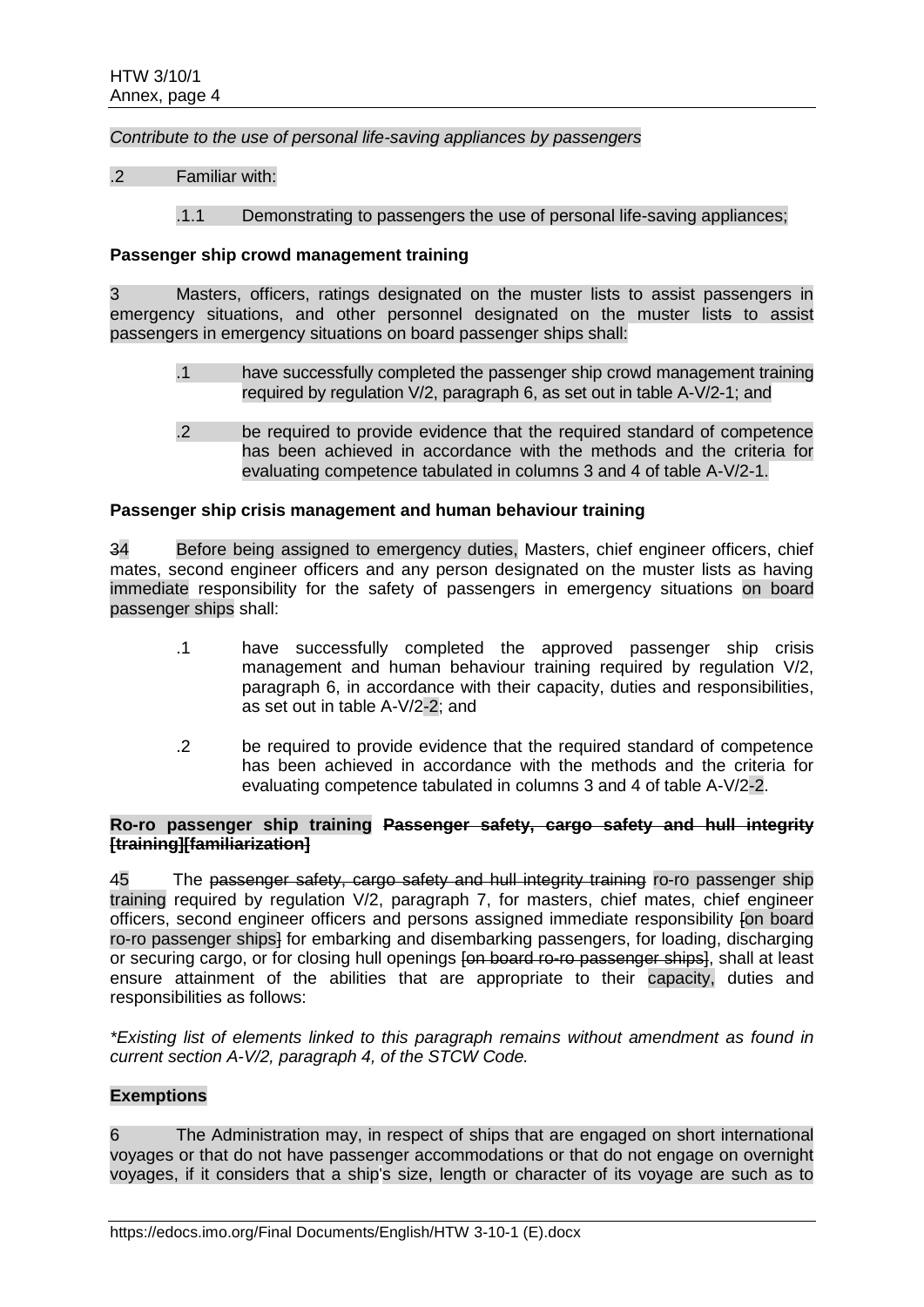*Contribute to the use of personal life-saving appliances by passengers*

.2 Familiar with:

.1.1 Demonstrating to passengers the use of personal life-saving appliances;

**Passenger ship crowd management training**

3 Masters, officers, ratings designated on the muster lists to assist passengers in emergency situations, and other personnel designated on the muster lists to assist passengers in emergency situations on board passenger ships shall:

.1 have successfully completed the passenger ship crowd management training required by regulation V/2, paragraph 6, as set out in table A-V/2-1; and

.2 be required to provide evidence that the required standard of competence has been achieved in accordance with the methods and the criteria for evaluating competence tabulated in columns 3 and 4 of table A-V/2-1.

**Passenger ship crisis management and human behaviour training**

~~3~~4 Before being assigned to emergency duties, Masters, chief engineer officers, chief mates, second engineer officers and any person designated on the muster lists as having immediate responsibility for the safety of passengers in emergency situations on board passenger ships shall:

.1 have successfully completed the approved passenger ship crisis management and human behaviour training required by regulation V/2, paragraph 6, in accordance with their capacity, duties and responsibilities, as set out in table A-V/2-2; and

.2 be required to provide evidence that the required standard of competence has been achieved in accordance with the methods and the criteria for evaluating competence tabulated in columns 3 and 4 of table A-V/2-2.

**Ro-ro passenger ship training ~~Passenger safety, cargo safety and hull integrity [training][familiarization]~~**

~~4~~5 The ~~passenger safety, cargo safety and hull integrity training~~ ro-ro passenger ship training required by regulation V/2, paragraph 7, for masters, chief mates, chief engineer officers, second engineer officers and persons assigned immediate responsibility ~~[~~on board ro-ro passenger ships~~]~~ for embarking and disembarking passengers, for loading, discharging or securing cargo, or for closing hull openings ~~[on board ro-ro passenger ships]~~, shall at least ensure attainment of the abilities that are appropriate to their capacity, duties and responsibilities as follows:

*\*Existing list of elements linked to this paragraph remains without amendment as found in current section A-V/2, paragraph 4, of the STCW Code.*

**Exemptions**

6 The Administration may, in respect of ships that are engaged on short international voyages or that do not have passenger accommodations or that do not engage on overnight voyages, if it considers that a ship's size, length or character of its voyage are such as to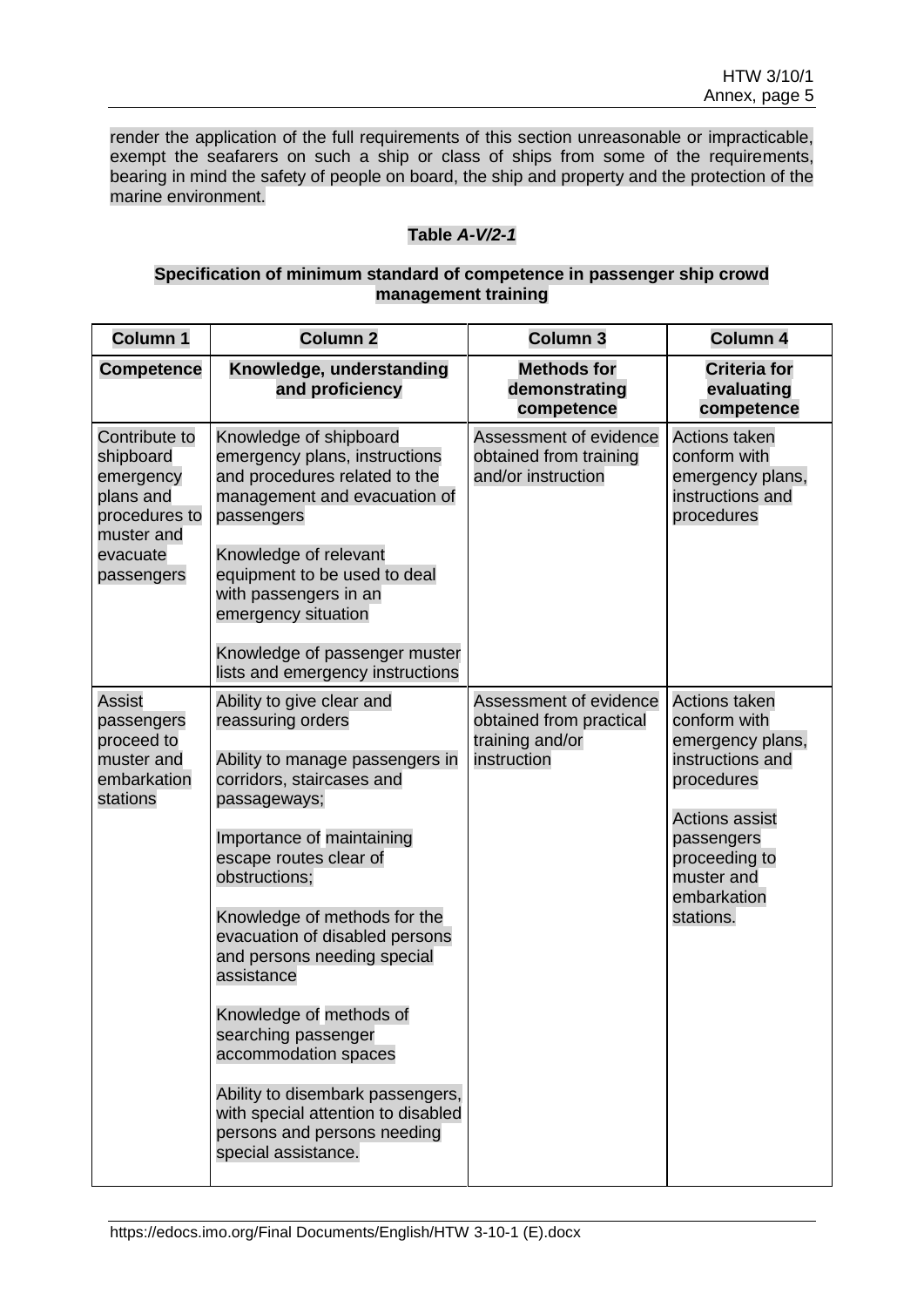render the application of the full requirements of this section unreasonable or impracticable, exempt the seafarers on such a ship or class of ships from some of the requirements, bearing in mind the safety of people on board, the ship and property and the protection of the marine environment.

**Table *A-V/2-1***

**Specification of minimum standard of competence in passenger ship crowd management training**

| Column 1 | Column 2 | Column 3 | Column 4 |
|---|---|---|---|
| **Competence** | **Knowledge, understanding and proficiency** | **Methods for demonstrating competence** | **Criteria for evaluating competence** |
| Contribute to shipboard emergency plans and procedures to muster and evacuate passengers | Knowledge of shipboard emergency plans, instructions and procedures related to the management and evacuation of passengers<br><br>Knowledge of relevant equipment to be used to deal with passengers in an emergency situation<br><br>Knowledge of passenger muster lists and emergency instructions | Assessment of evidence obtained from training and/or instruction | Actions taken conform with emergency plans, instructions and procedures |
| Assist passengers proceed to muster and embarkation stations | Ability to give clear and reassuring orders<br><br>Ability to manage passengers in corridors, staircases and passageways;<br><br>Importance of maintaining escape routes clear of obstructions;<br><br>Knowledge of methods for the evacuation of disabled persons and persons needing special assistance<br><br>Knowledge of methods of searching passenger accommodation spaces<br><br>Ability to disembark passengers, with special attention to disabled persons and persons needing special assistance. | Assessment of evidence obtained from practical training and/or instruction | Actions taken conform with emergency plans, instructions and procedures<br><br>Actions assist passengers proceeding to muster and embarkation stations. |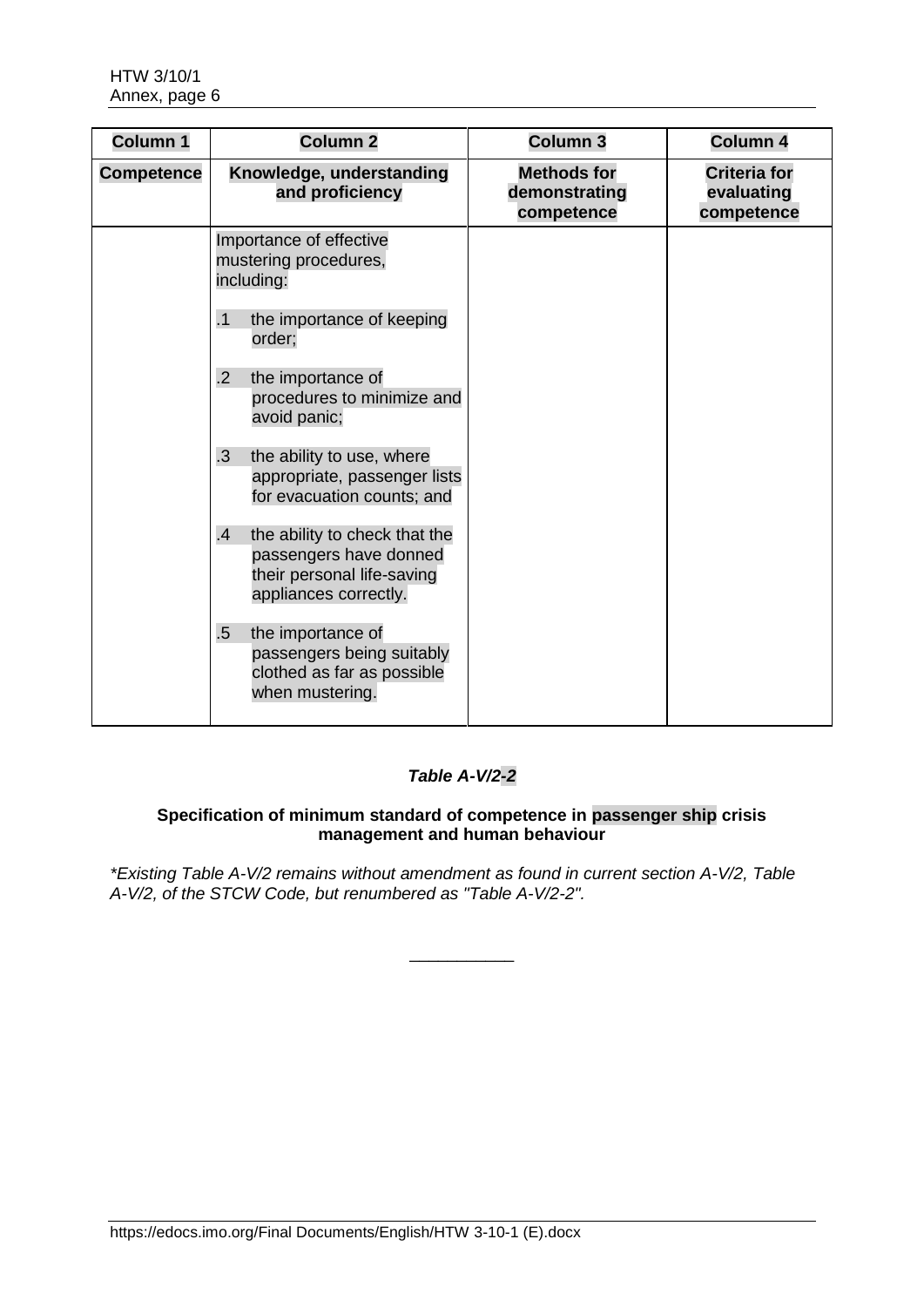| Column 1 | Column 2 | Column 3 | Column 4 |
|---|---|---|---|
| **Competence** | **Knowledge, understanding and proficiency** | **Methods for demonstrating competence** | **Criteria for evaluating competence** |
| | Importance of effective mustering procedures, including:<br><br>.1 the importance of keeping order;<br><br>.2 the importance of procedures to minimize and avoid panic;<br><br>.3 the ability to use, where appropriate, passenger lists for evacuation counts; and<br><br>.4 the ability to check that the passengers have donned their personal life-saving appliances correctly.<br><br>.5 the importance of passengers being suitably clothed as far as possible when mustering. | | |

***Table A-V/2-2***

**Specification of minimum standard of competence in passenger ship crisis management and human behaviour**

*\*Existing Table A-V/2 remains without amendment as found in current section A-V/2, Table A-V/2, of the STCW Code, but renumbered as "Table A-V/2-2".*

___________